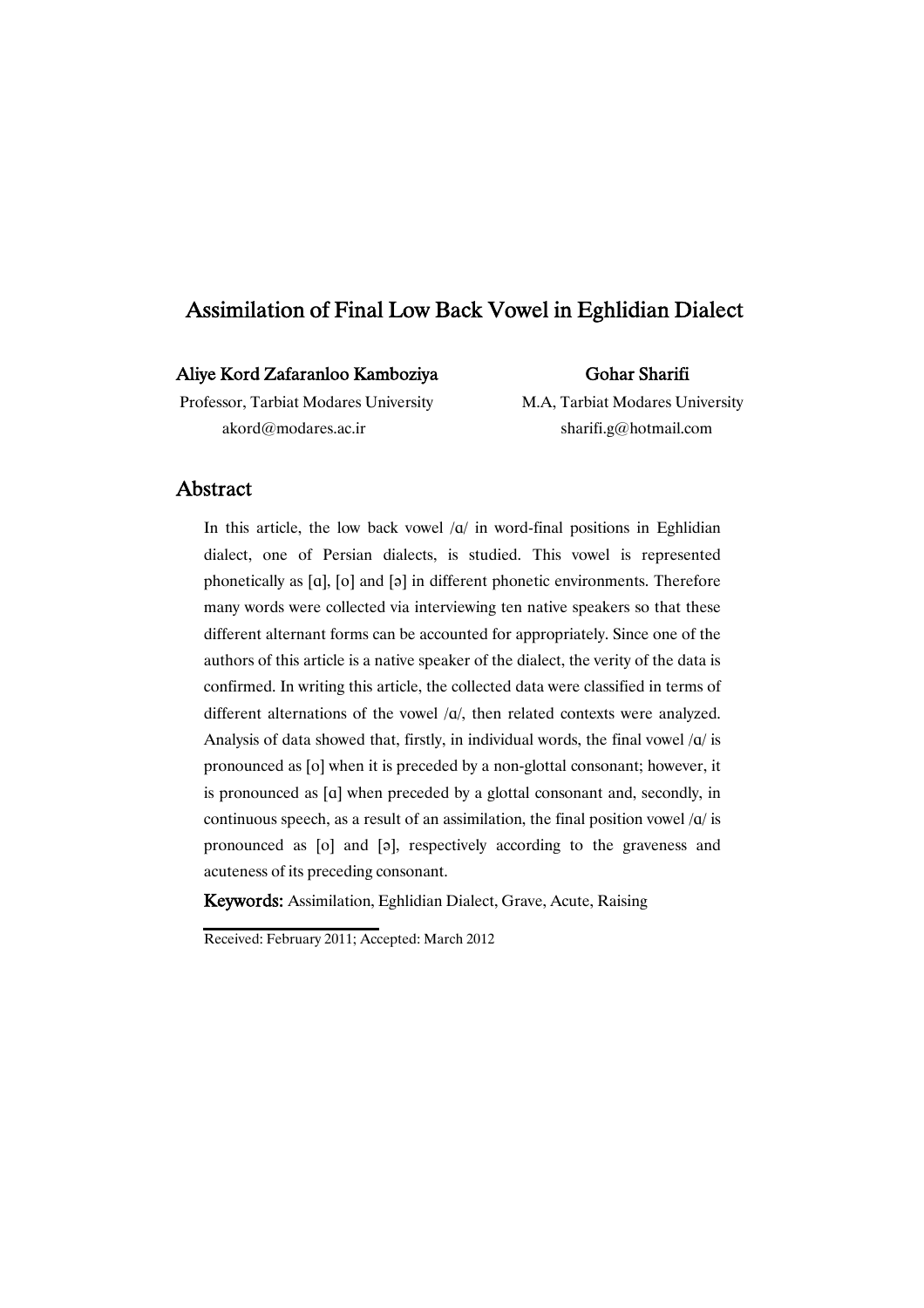# Assimilation of Final Low Back Vowel in Eghlidian Dialect

**Aliye Kord Zafaranloo Kamboziya**
Professor, Tarbiat Modares University
akord@modares.ac.ir

**Gohar Sharifi**
M.A, Tarbiat Modares University
sharifi.g@hotmail.com

## Abstract

In this article, the low back vowel /ɑ/ in word-final positions in Eghlidian dialect, one of Persian dialects, is studied. This vowel is represented phonetically as [ɑ], [o] and [ə] in different phonetic environments. Therefore many words were collected via interviewing ten native speakers so that these different alternant forms can be accounted for appropriately. Since one of the authors of this article is a native speaker of the dialect, the verity of the data is confirmed. In writing this article, the collected data were classified in terms of different alternations of the vowel /ɑ/, then related contexts were analyzed. Analysis of data showed that, firstly, in individual words, the final vowel /ɑ/ is pronounced as [o] when it is preceded by a non-glottal consonant; however, it is pronounced as [ɑ] when preceded by a glottal consonant and, secondly, in continuous speech, as a result of an assimilation, the final position vowel /ɑ/ is pronounced as [o] and [ə], respectively according to the graveness and acuteness of its preceding consonant.

**Keywords:** Assimilation, Eghlidian Dialect, Grave, Acute, Raising

Received: February 2011; Accepted: March 2012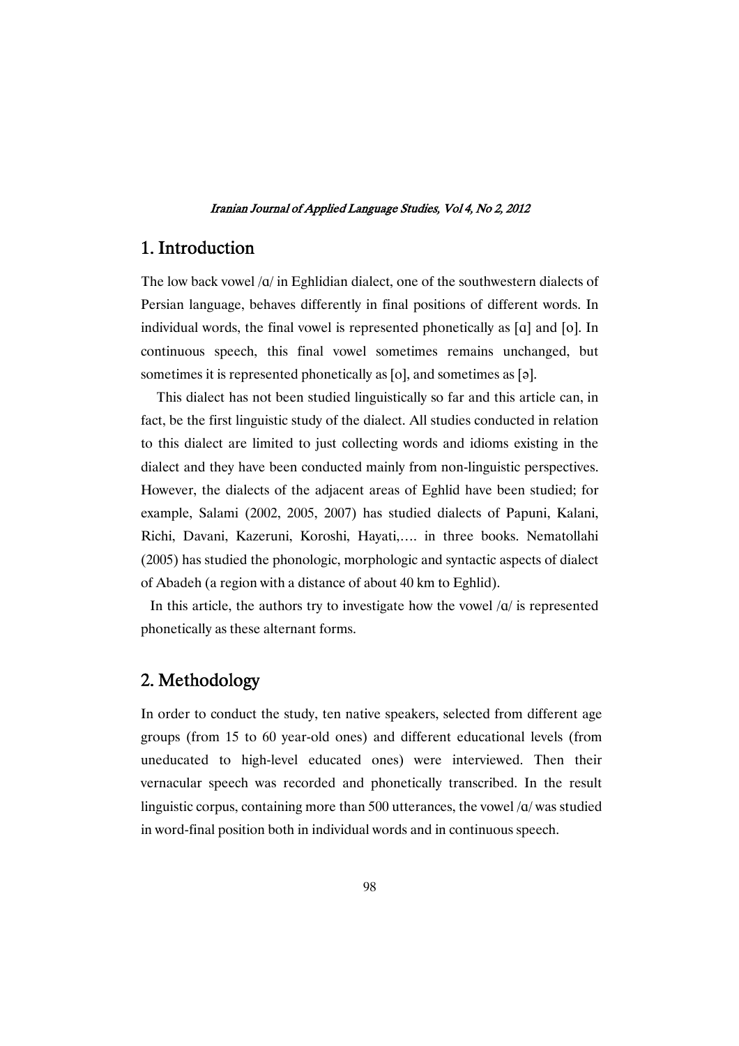## 1. Introduction

The low back vowel /ɑ/ in Eghlidian dialect, one of the southwestern dialects of Persian language, behaves differently in final positions of different words. In individual words, the final vowel is represented phonetically as [ɑ] and [o]. In continuous speech, this final vowel sometimes remains unchanged, but sometimes it is represented phonetically as [o], and sometimes as [ə].

This dialect has not been studied linguistically so far and this article can, in fact, be the first linguistic study of the dialect. All studies conducted in relation to this dialect are limited to just collecting words and idioms existing in the dialect and they have been conducted mainly from non-linguistic perspectives. However, the dialects of the adjacent areas of Eghlid have been studied; for example, Salami (2002, 2005, 2007) has studied dialects of Papuni, Kalani, Richi, Davani, Kazeruni, Koroshi, Hayati,…. in three books. Nematollahi (2005) has studied the phonologic, morphologic and syntactic aspects of dialect of Abadeh (a region with a distance of about 40 km to Eghlid).

In this article, the authors try to investigate how the vowel /ɑ/ is represented phonetically as these alternant forms.

## 2. Methodology

In order to conduct the study, ten native speakers, selected from different age groups (from 15 to 60 year-old ones) and different educational levels (from uneducated to high-level educated ones) were interviewed. Then their vernacular speech was recorded and phonetically transcribed. In the result linguistic corpus, containing more than 500 utterances, the vowel /ɑ/ was studied in word-final position both in individual words and in continuous speech.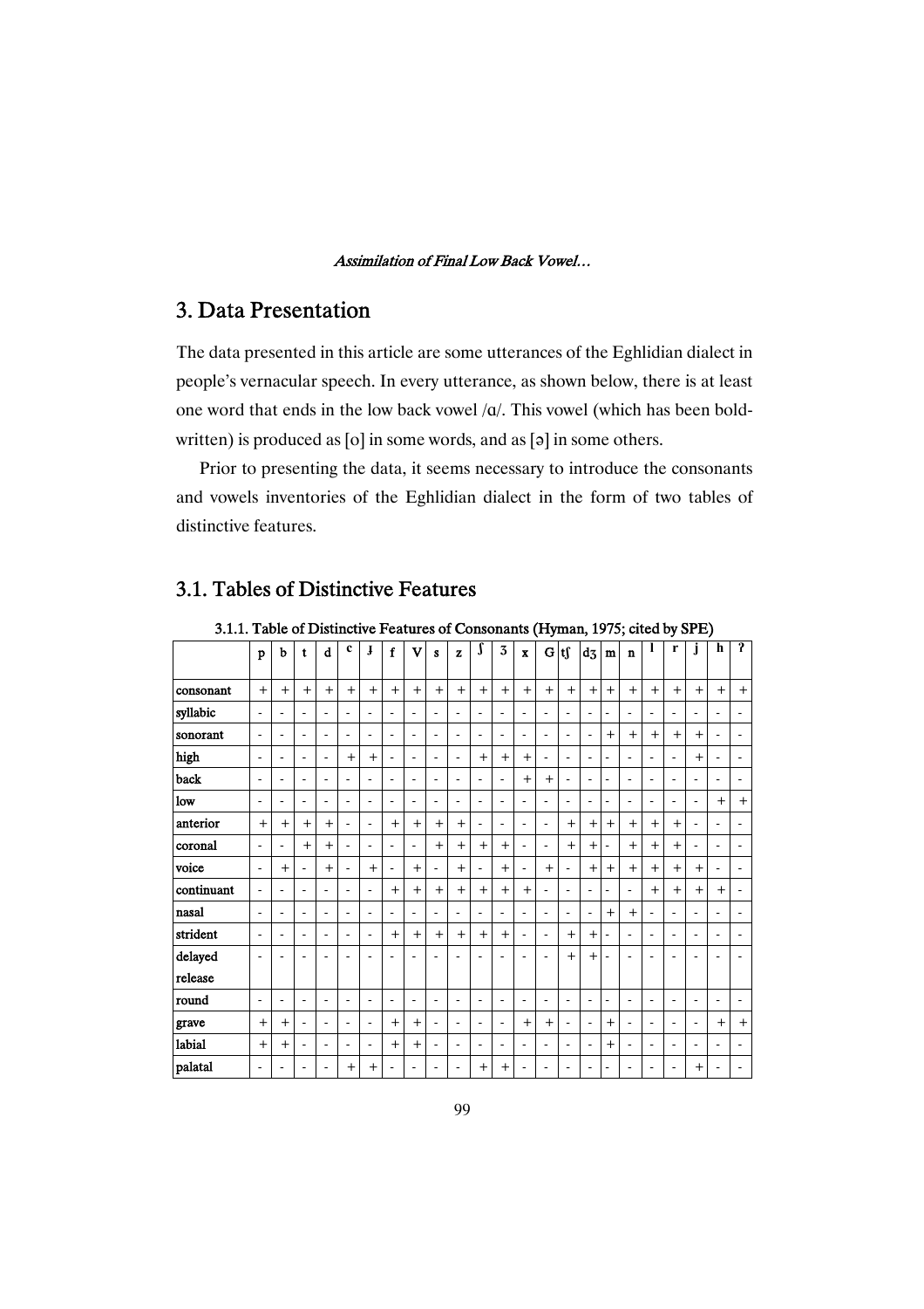# 3. Data Presentation

The data presented in this article are some utterances of the Eghlidian dialect in people's vernacular speech. In every utterance, as shown below, there is at least one word that ends in the low back vowel /ɑ/. This vowel (which has been bold-written) is produced as [o] in some words, and as [ə] in some others.

Prior to presenting the data, it seems necessary to introduce the consonants and vowels inventories of the Eghlidian dialect in the form of two tables of distinctive features.

## 3.1. Tables of Distinctive Features

3.1.1. Table of Distinctive Features of Consonants (Hyman, 1975; cited by SPE)

| | p | b | t | d | c | ɟ | f | v | s | z | ʃ | ʒ | x | G | tʃ | dʒ | m | n | l | r | j | h | ʔ |
|---|---|---|---|---|---|---|---|---|---|---|---|---|---|---|---|---|---|---|---|---|---|---|---|
| consonant | + | + | + | + | + | + | + | + | + | + | + | + | + | + | + | + | + | + | + | + | + | + | + |
| syllabic | - | - | - | - | - | - | - | - | - | - | - | - | - | - | - | - | - | - | - | - | - | - | - |
| sonorant | - | - | - | - | - | - | - | - | - | - | - | - | - | - | - | - | + | + | + | + | + | - | - |
| high | - | - | - | - | + | + | - | - | - | - | + | + | + | - | - | - | - | - | - | - | + | - | - |
| back | - | - | - | - | - | - | - | - | - | - | - | - | + | + | - | - | - | - | - | - | - | - | - |
| low | - | - | - | - | - | - | - | - | - | - | - | - | - | - | - | - | - | - | - | - | - | + | + |
| anterior | + | + | + | + | - | - | + | + | + | + | - | - | - | - | + | + | + | + | + | + | - | - | - |
| coronal | - | - | + | + | - | - | - | - | + | + | + | + | - | - | + | + | - | + | + | + | - | - | - |
| voice | - | + | - | + | - | + | - | + | - | + | - | + | - | + | - | + | + | + | + | + | + | - | - |
| continuant | - | - | - | - | - | - | + | + | + | + | + | + | + | - | - | - | - | - | + | + | + | + | - |
| nasal | - | - | - | - | - | - | - | - | - | - | - | - | - | - | - | - | + | + | - | - | - | - | - |
| strident | - | - | - | - | - | - | + | + | + | + | + | + | - | - | + | + | - | - | - | - | - | - | - |
| delayed release | - | - | - | - | - | - | - | - | - | - | - | - | - | - | + | + | - | - | - | - | - | - | - |
| round | - | - | - | - | - | - | - | - | - | - | - | - | - | - | - | - | - | - | - | - | - | - | - |
| grave | + | + | - | - | - | - | + | + | - | - | - | - | + | + | - | - | + | - | - | - | - | + | + |
| labial | + | + | - | - | - | - | + | + | - | - | - | - | - | - | - | - | + | - | - | - | - | - | - |
| palatal | - | - | - | - | + | + | - | - | - | - | + | + | - | - | - | - | - | - | - | - | + | - | - |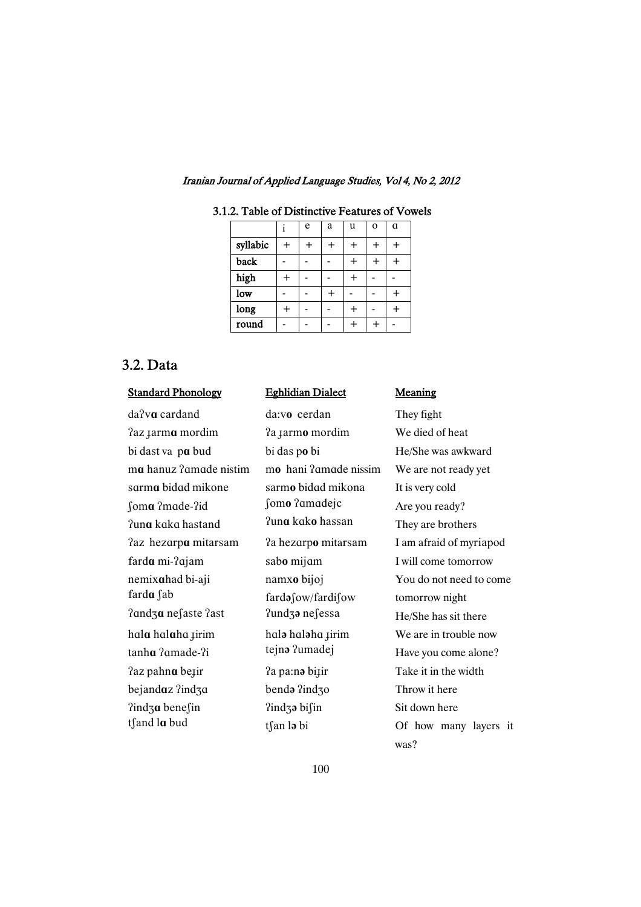### 3.1.2. Table of Distinctive Features of Vowels

|  | i | e | a | u | o | ɑ |
|---|---|---|---|---|---|---|
| syllabic | + | + | + | + | + | + |
| back | - | - | - | + | + | + |
| high | + | - | - | + | - | - |
| low | - | - | + | - | - | + |
| long | + | - | - | + | - | + |
| round | - | - | - | + | + | - |

## 3.2. Data

| Standard Phonology | Eghlidian Dialect | Meaning |
|---|---|---|
| daʔv**ɑ** cardand | da:v**o** cerdan | They fight |
| ʔaz ɟarm**ɑ** mordim | ʔa ɟarm**o** mordim | We died of heat |
| bi dast va p**ɑ** bud | bi das p**o** bi | He/She was awkward |
| m**ɑ** hanuz ʔamade nistim | m**o** hani ʔamade nissim | We are not ready yet |
| sarm**ɑ** bidad mikone | sarm**o** bidad mikona | It is very cold |
| ʃom**ɑ** ʔmade-ʔid | ʃom**o** ʔamadejc | Are you ready? |
| ʔun**ɑ** kaka hastand | ʔun**ɑ** kak**o** hassan | They are brothers |
| ʔaz hezarp**ɑ** mitarsam | ʔa hezarp**o** mitarsam | I am afraid of myriapod |
| fard**ɑ** mi-ʔajam | sab**o** mijam | I will come tomorrow |
| nemix**ɑ**had bi-aji | namx**o** bijoj | You do not need to come |
| fard**ɑ** ʃab | fard**ə**ʃow/fardiʃow | tomorrow night |
| ʔandʒ**ɑ** neʃaste ʔast | ʔundʒ**ə** neʃessa | He/She has sit there |
| hal**ɑ** hal**ɑ**ha ɟirim | hal**ə** hal**ə**ha ɟirim | We are in trouble now |
| tanh**ɑ** ʔamade-ʔi | tejn**ə** ʔumadej | Have you come alone? |
| ʔaz pahn**ɑ** beɟir | ʔa pa:n**ə** biɟir | Take it in the width |
| bejand**ɑ**z ʔindʒa | bend**ə** ʔindʒo | Throw it here |
| ʔindʒ**ɑ** beneʃin | ʔindʒ**ə** biʃin | Sit down here |
| tʃand l**ɑ** bud | tʃan l**ə** bi | Of how many layers it was? |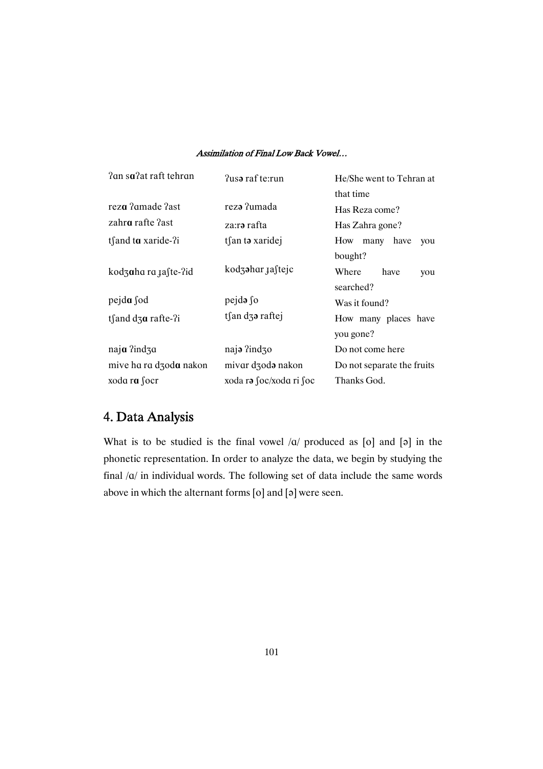| | | |
|---|---|---|
| ʔɑn s**ɑ**ʔat raft tehrɑn | ʔus**ə** raf te:run | He/She went to Tehran at that time |
| rez**ɑ** ʔɑmade ʔast | rez**ə** ʔumada | Has Reza come? |
| zahr**ɑ** rafte ʔast | za:r**ə** rafta | Has Zahra gone? |
| tʃand t**ɑ** xaride-ʔi | tʃan t**ə** xaridej | How many have you bought? |
| kodʒ**ɑ**hɑ rɑ ɟaʃte-ʔid | kodʒ**ə**hɑr ɟaʃtejc | Where have you searched? |
| pejd**ɑ** ʃod | pejd**ə** ʃo | Was it found? |
| tʃand dʒ**ɑ** rafte-ʔi | tʃan dʒ**ə** raftej | How many places have you gone? |
| naj**ɑ** ʔindʒɑ | naj**ə** ʔindʒo | Do not come here |
| mive hɑ rɑ dʒod**ɑ** nakon | mivɑr dʒod**ə** nakon | Do not separate the fruits |
| xodɑ r**ɑ** ʃocr | xoda r**ə** ʃoc/xodɑ ri ʃoc | Thanks God. |

## 4. Data Analysis

What is to be studied is the final vowel /ɑ/ produced as [o] and [ə] in the phonetic representation. In order to analyze the data, we begin by studying the final /ɑ/ in individual words. The following set of data include the same words above in which the alternant forms [o] and [ə] were seen.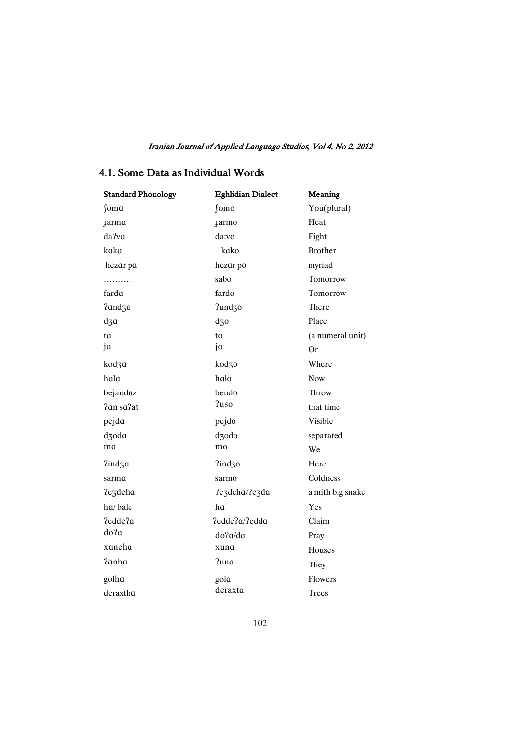## 4.1. Some Data as Individual Words

| Standard Phonology | Eghlidian Dialect | Meaning |
|---|---|---|
| ʃomɑ | ʃomo | You(plural) |
| ɟarmɑ | ɟarmo | Heat |
| daʔvɑ | da:vo | Fight |
| kɑkɑ | kɑko | Brother |
| hezɑr pɑ | hezɑr po | myriad |
| ………. | sabo | Tomorrow |
| fardɑ | fardo | Tomorrow |
| ʔɑndʒɑ | ʔundʒo | There |
| dʒɑ | dʒo | Place |
| tɑ | to | (a numeral unit) |
| jɑ | jo | Or |
| kodʒɑ | kodʒo | Where |
| hɑlɑ | hɑlo | Now |
| bejandɑz | bendo | Throw |
| ʔɑn saʔat | ʔuso | that time |
| pejdɑ | pejdo | Visible |
| dʒodɑ | dʒodo | separated |
| mɑ | mo | We |
| ʔindʒɑ | ʔindʒo | Here |
| sarmɑ | sarmo | Coldness |
| ʔeʒdehɑ | ʔeʒdehɑ/ʔeʒdɑ | a mith big snake |
| hɑ/ bale | hɑ | Yes |
| ʔeddeʔɑ | ʔeddeʔɑ/ʔeddɑ | Claim |
| doʔɑ | doʔɑ/dɑ | Pray |
| xɑnehɑ | xunɑ | Houses |
| ʔɑnhɑ | ʔunɑ | They |
| golhɑ | golɑ | Flowers |
| deraxthɑ | deraxtɑ | Trees |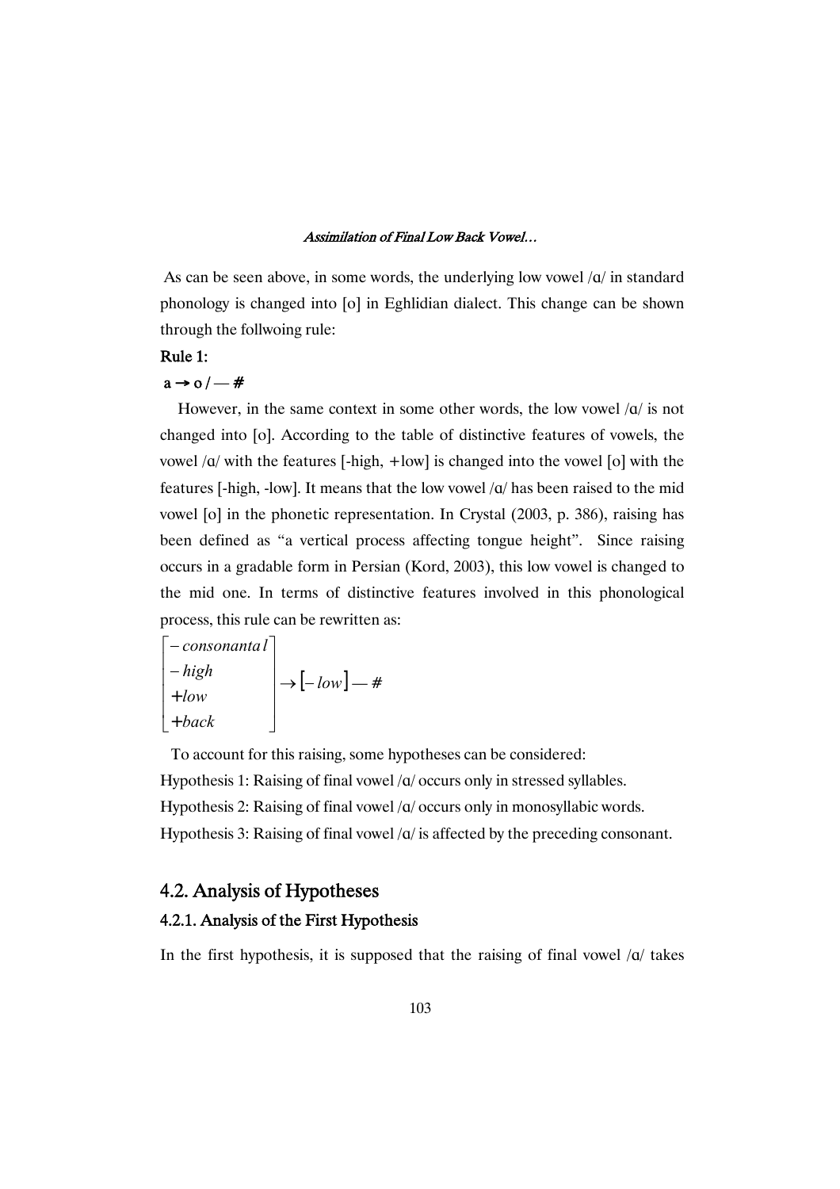As can be seen above, in some words, the underlying low vowel /ɑ/ in standard phonology is changed into [o] in Eghlidian dialect. This change can be shown through the follwoing rule:

**Rule 1:**

$$a \rightarrow o \,/\, \text{—} \#$$

However, in the same context in some other words, the low vowel /ɑ/ is not changed into [o]. According to the table of distinctive features of vowels, the vowel /ɑ/ with the features [-high, +low] is changed into the vowel [o] with the features [-high, -low]. It means that the low vowel /ɑ/ has been raised to the mid vowel [o] in the phonetic representation. In Crystal (2003, p. 386), raising has been defined as "a vertical process affecting tongue height". Since raising occurs in a gradable form in Persian (Kord, 2003), this low vowel is changed to the mid one. In terms of distinctive features involved in this phonological process, this rule can be rewritten as:

$$\begin{bmatrix} -consonantal \\ -high \\ +low \\ +back \end{bmatrix} \rightarrow [-low] \text{ — } \#$$

To account for this raising, some hypotheses can be considered:

Hypothesis 1: Raising of final vowel /ɑ/ occurs only in stressed syllables.

Hypothesis 2: Raising of final vowel /ɑ/ occurs only in monosyllabic words.

Hypothesis 3: Raising of final vowel /ɑ/ is affected by the preceding consonant.

## 4.2. Analysis of Hypotheses

### 4.2.1. Analysis of the First Hypothesis

In the first hypothesis, it is supposed that the raising of final vowel /ɑ/ takes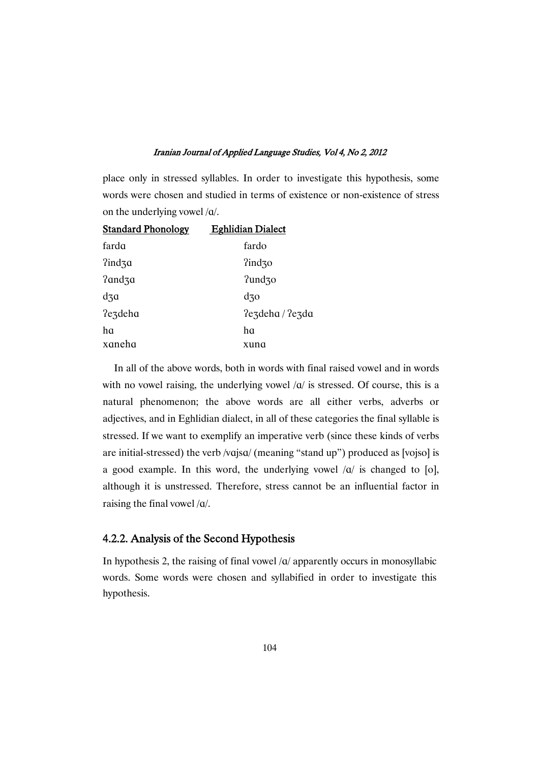place only in stressed syllables. In order to investigate this hypothesis, some words were chosen and studied in terms of existence or non-existence of stress on the underlying vowel /ɑ/.

| Standard Phonology | Eghlidian Dialect |
|---|---|
| fardɑ | fardo |
| ʔindʒɑ | ʔindʒo |
| ʔɑndʒɑ | ʔundʒo |
| dʒɑ | dʒo |
| ʔeʒdehɑ | ʔeʒdehɑ / ʔeʒdɑ |
| hɑ | hɑ |
| xɑnehɑ | xunɑ |

In all of the above words, both in words with final raised vowel and in words with no vowel raising, the underlying vowel /ɑ/ is stressed. Of course, this is a natural phenomenon; the above words are all either verbs, adverbs or adjectives, and in Eghlidian dialect, in all of these categories the final syllable is stressed. If we want to exemplify an imperative verb (since these kinds of verbs are initial-stressed) the verb /vɑjsɑ/ (meaning "stand up") produced as [vojso] is a good example. In this word, the underlying vowel /ɑ/ is changed to [o], although it is unstressed. Therefore, stress cannot be an influential factor in raising the final vowel /ɑ/.

### 4.2.2. Analysis of the Second Hypothesis

In hypothesis 2, the raising of final vowel /ɑ/ apparently occurs in monosyllabic words. Some words were chosen and syllabified in order to investigate this hypothesis.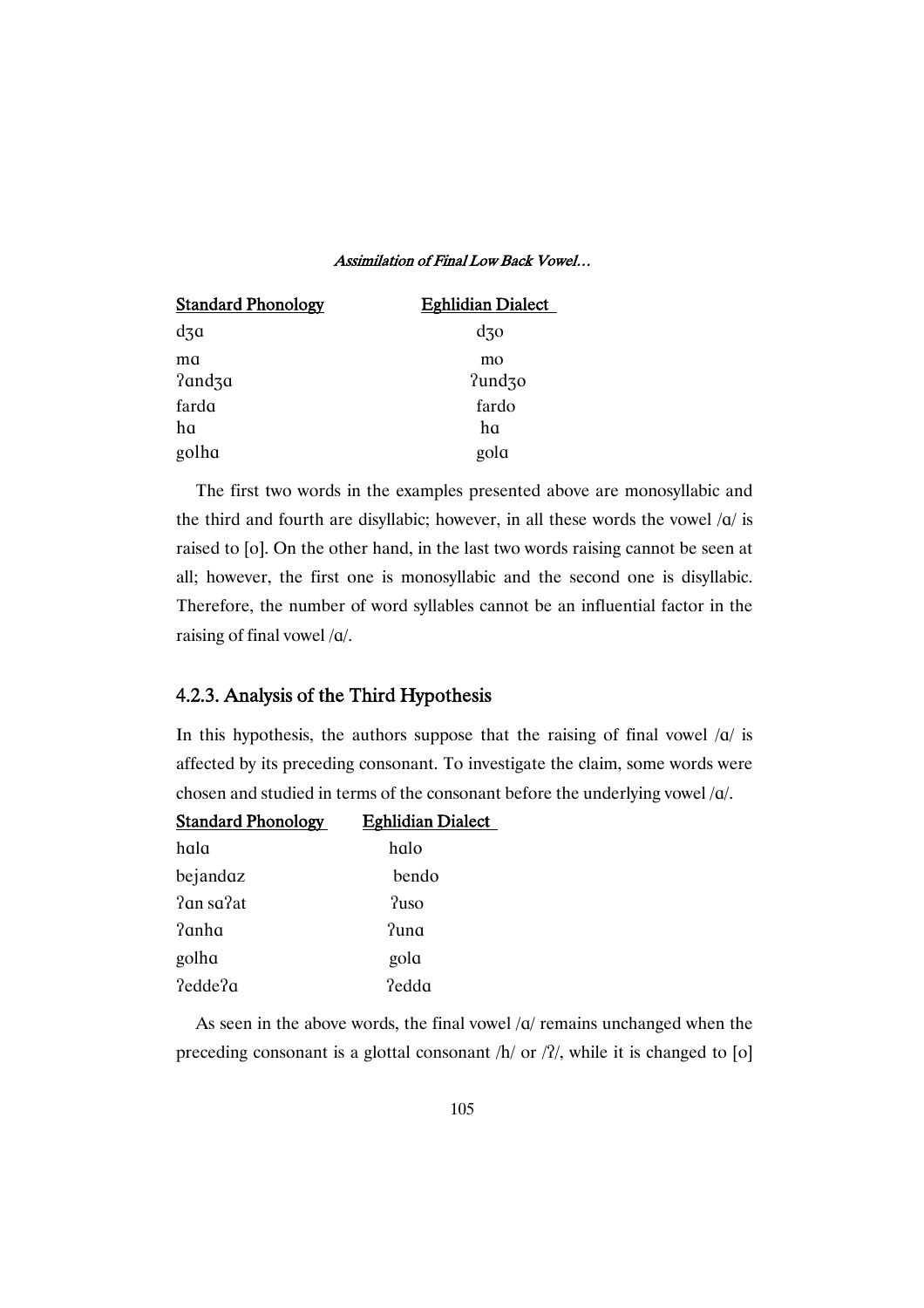| Standard Phonology | Eghlidian Dialect |
|---|---|
| dʒɑ | dʒo |
| mɑ | mo |
| ʔandʒɑ | ʔundʒo |
| fardɑ | fardo |
| hɑ | hɑ |
| golhɑ | golɑ |

The first two words in the examples presented above are monosyllabic and the third and fourth are disyllabic; however, in all these words the vowel /ɑ/ is raised to [o]. On the other hand, in the last two words raising cannot be seen at all; however, the first one is monosyllabic and the second one is disyllabic. Therefore, the number of word syllables cannot be an influential factor in the raising of final vowel /ɑ/.

### 4.2.3. Analysis of the Third Hypothesis

In this hypothesis, the authors suppose that the raising of final vowel /ɑ/ is affected by its preceding consonant. To investigate the claim, some words were chosen and studied in terms of the consonant before the underlying vowel /ɑ/.

| Standard Phonology | Eghlidian Dialect |
|---|---|
| hɑlɑ | hɑlo |
| bejandɑz | bendo |
| ʔɑn sɑʔat | ʔuso |
| ʔanhɑ | ʔunɑ |
| golhɑ | golɑ |
| ʔeddeʔɑ | ʔeddɑ |

As seen in the above words, the final vowel /ɑ/ remains unchanged when the preceding consonant is a glottal consonant /h/ or /ʔ/, while it is changed to [o]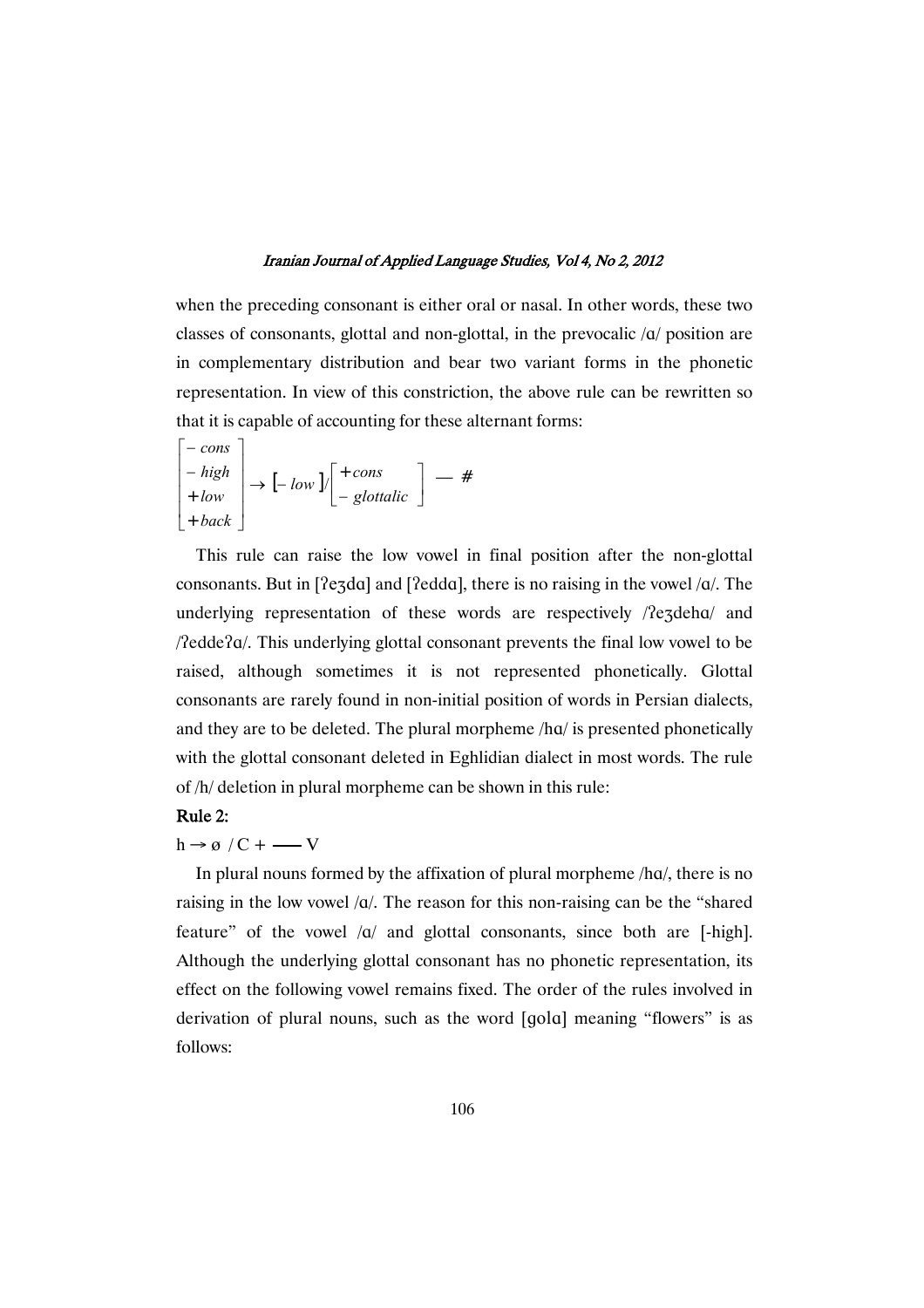when the preceding consonant is either oral or nasal. In other words, these two classes of consonants, glottal and non-glottal, in the prevocalic /ɑ/ position are in complementary distribution and bear two variant forms in the phonetic representation. In view of this constriction, the above rule can be rewritten so that it is capable of accounting for these alternant forms:

$$\begin{bmatrix} -cons \\ -high \\ +low \\ +back \end{bmatrix} \rightarrow [-low] / \begin{bmatrix} +cons \\ -glottalic \end{bmatrix} \text{ — } \#$$

This rule can raise the low vowel in final position after the non-glottal consonants. But in [ʔeʒdɑ] and [ʔeddɑ], there is no raising in the vowel /ɑ/. The underlying representation of these words are respectively /ʔeʒdehɑ/ and /ʔeddeʔɑ/. This underlying glottal consonant prevents the final low vowel to be raised, although sometimes it is not represented phonetically. Glottal consonants are rarely found in non-initial position of words in Persian dialects, and they are to be deleted. The plural morpheme /hɑ/ is presented phonetically with the glottal consonant deleted in Eghlidian dialect in most words. The rule of /h/ deletion in plural morpheme can be shown in this rule:

**Rule 2:**

$$h \rightarrow \varnothing \ / C + \text{——} V$$

In plural nouns formed by the affixation of plural morpheme /hɑ/, there is no raising in the low vowel /ɑ/. The reason for this non-raising can be the "shared feature" of the vowel /ɑ/ and glottal consonants, since both are [-high]. Although the underlying glottal consonant has no phonetic representation, its effect on the following vowel remains fixed. The order of the rules involved in derivation of plural nouns, such as the word [golɑ] meaning "flowers" is as follows: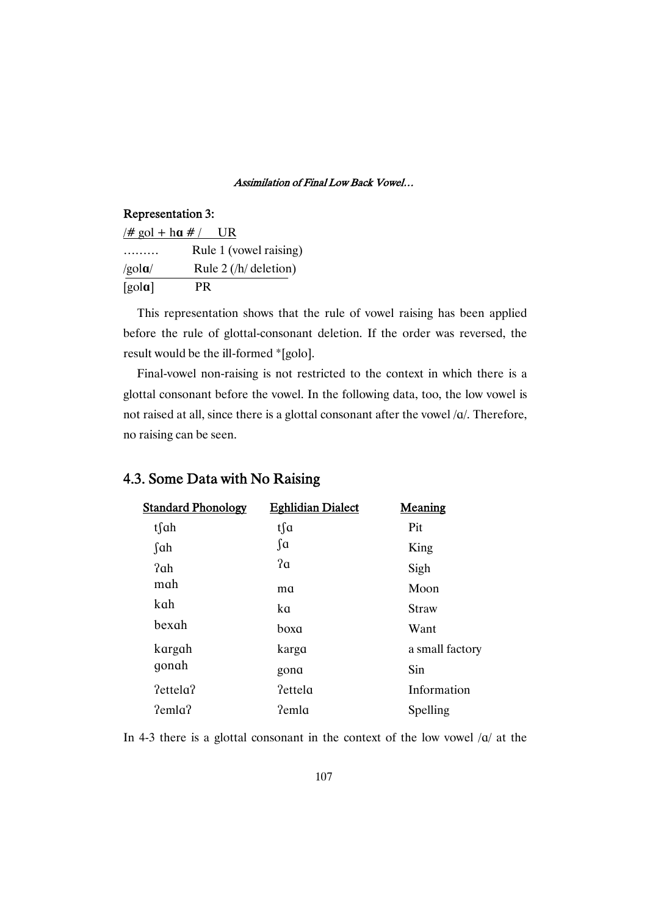**Representation 3:**

| /# gol + h**ɑ** # / | UR |
|---|---|
| ……… | Rule 1 (vowel raising) |
| /gol**ɑ**/ | Rule 2 (/h/ deletion) |
| [gol**ɑ**] | PR |

This representation shows that the rule of vowel raising has been applied before the rule of glottal-consonant deletion. If the order was reversed, the result would be the ill-formed *[golo].

Final-vowel non-raising is not restricted to the context in which there is a glottal consonant before the vowel. In the following data, too, the low vowel is not raised at all, since there is a glottal consonant after the vowel /ɑ/. Therefore, no raising can be seen.

## 4.3. Some Data with No Raising

| Standard Phonology | Eghlidian Dialect | Meaning |
|---|---|---|
| tʃɑh | tʃɑ | Pit |
| ʃɑh | ʃɑ | King |
| ʔɑh | ʔɑ | Sigh |
| mɑh | mɑ | Moon |
| kɑh | kɑ | Straw |
| bexɑh | boxɑ | Want |
| kɑrgɑh | kɑrgɑ | a small factory |
| gonɑh | gonɑ | Sin |
| ʔettelɑʔ | ʔettelɑ | Information |
| ʔemlɑʔ | ʔemlɑ | Spelling |

In 4-3 there is a glottal consonant in the context of the low vowel /ɑ/ at the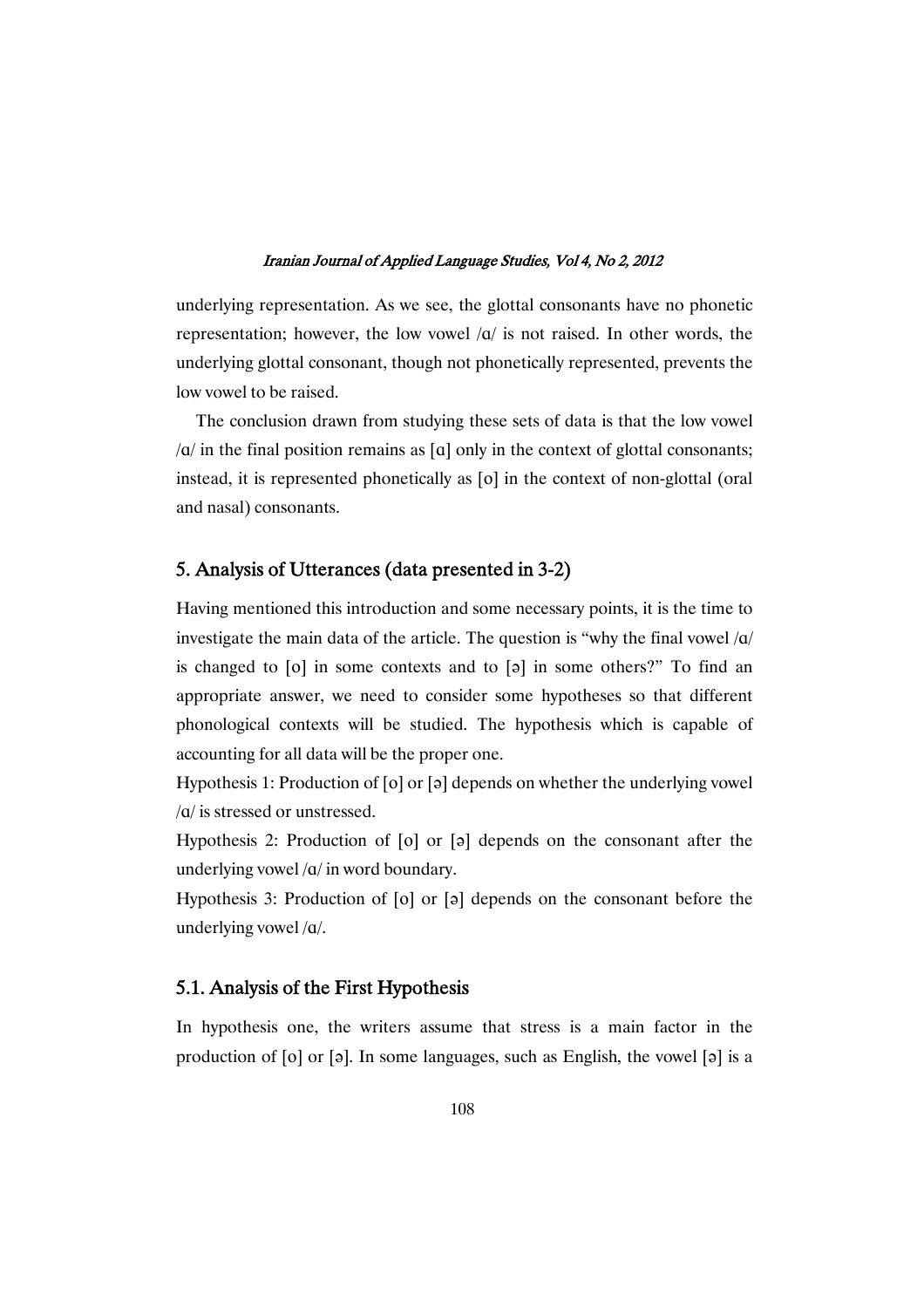underlying representation. As we see, the glottal consonants have no phonetic representation; however, the low vowel /ɑ/ is not raised. In other words, the underlying glottal consonant, though not phonetically represented, prevents the low vowel to be raised.

The conclusion drawn from studying these sets of data is that the low vowel /ɑ/ in the final position remains as [ɑ] only in the context of glottal consonants; instead, it is represented phonetically as [o] in the context of non-glottal (oral and nasal) consonants.

## 5. Analysis of Utterances (data presented in 3-2)

Having mentioned this introduction and some necessary points, it is the time to investigate the main data of the article. The question is "why the final vowel /ɑ/ is changed to [o] in some contexts and to [ə] in some others?" To find an appropriate answer, we need to consider some hypotheses so that different phonological contexts will be studied. The hypothesis which is capable of accounting for all data will be the proper one.

Hypothesis 1: Production of [o] or [ə] depends on whether the underlying vowel /ɑ/ is stressed or unstressed.

Hypothesis 2: Production of [o] or [ə] depends on the consonant after the underlying vowel /ɑ/ in word boundary.

Hypothesis 3: Production of [o] or [ə] depends on the consonant before the underlying vowel /ɑ/.

### 5.1. Analysis of the First Hypothesis

In hypothesis one, the writers assume that stress is a main factor in the production of [o] or [ə]. In some languages, such as English, the vowel [ə] is a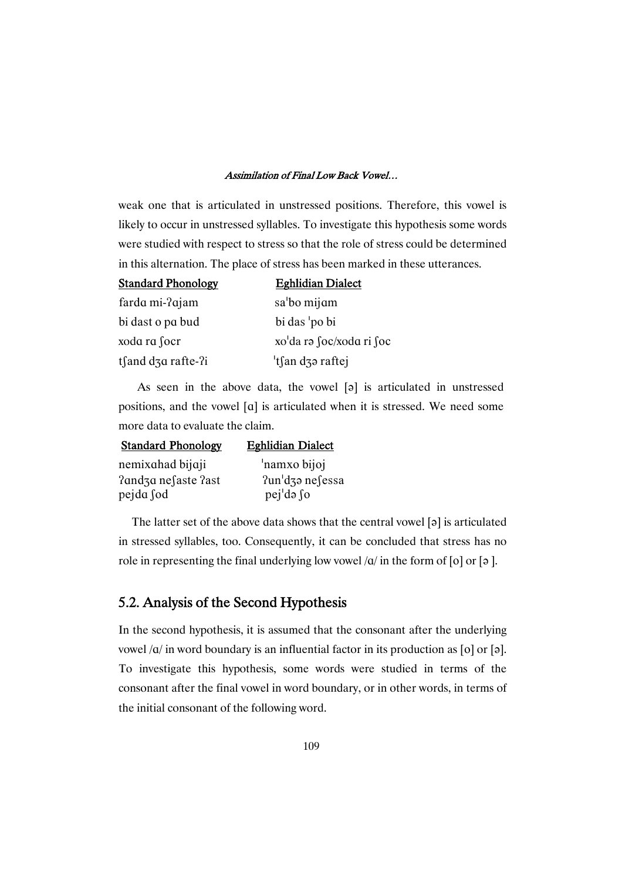weak one that is articulated in unstressed positions. Therefore, this vowel is likely to occur in unstressed syllables. To investigate this hypothesis some words were studied with respect to stress so that the role of stress could be determined in this alternation. The place of stress has been marked in these utterances.

| Standard Phonology | Eghlidian Dialect |
|---|---|
| fardɑ mi-ʔɑjam | saˈbo mijɑm |
| bi dast o pɑ bud | bi das ˈpo bi |
| xodɑ rɑ ʃocr | xoˈda rə ʃoc/xodɑ ri ʃoc |
| tʃand dʒɑ rafte-ʔi | ˈtʃan dʒə raftej |

As seen in the above data, the vowel [ə] is articulated in unstressed positions, and the vowel [ɑ] is articulated when it is stressed. We need some more data to evaluate the claim.

| Standard Phonology | Eghlidian Dialect |
|---|---|
| nemixɑhad bijɑji | ˈnamxo bijoj |
| ʔɑndʒɑ neʃaste ʔast | ʔunˈdʒə neʃessa |
| pejdɑ ʃod | pejˈdə ʃo |

The latter set of the above data shows that the central vowel [ə] is articulated in stressed syllables, too. Consequently, it can be concluded that stress has no role in representing the final underlying low vowel /ɑ/ in the form of [o] or [ə ].

## 5.2. Analysis of the Second Hypothesis

In the second hypothesis, it is assumed that the consonant after the underlying vowel /ɑ/ in word boundary is an influential factor in its production as [o] or [ə]. To investigate this hypothesis, some words were studied in terms of the consonant after the final vowel in word boundary, or in other words, in terms of the initial consonant of the following word.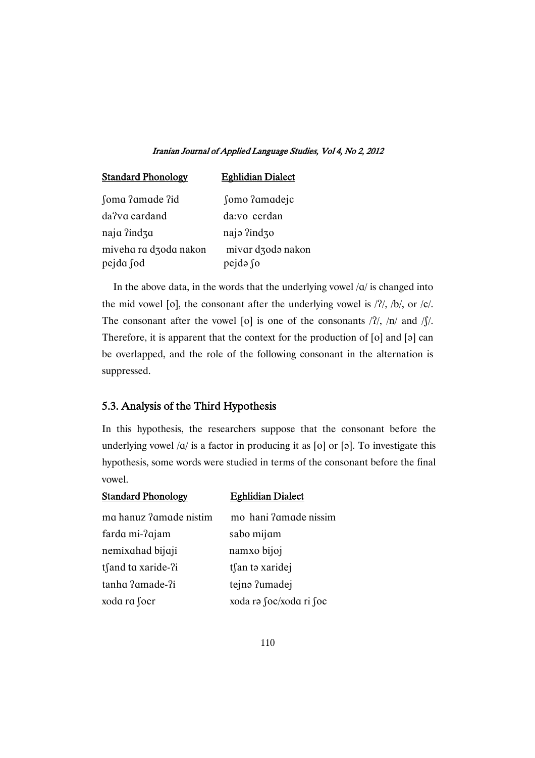| Standard Phonology | Eghlidian Dialect |
| --- | --- |
| ʃomɑ ʔɑmɑde ʔid | ʃomo ʔɑmɑdejc |
| daʔvɑ cardand | da:vo cerdan |
| najɑ ʔindʒɑ | najə ʔindʒo |
| mivehɑ rɑ dʒodɑ nakon | mivɑr dʒodə nakon |
| pejdɑ ʃod | pejdə ʃo |

In the above data, in the words that the underlying vowel /ɑ/ is changed into the mid vowel [o], the consonant after the underlying vowel is /ʔ/, /b/, or /c/. The consonant after the vowel [o] is one of the consonants /ʔ/, /n/ and /ʃ/. Therefore, it is apparent that the context for the production of [o] and [ə] can be overlapped, and the role of the following consonant in the alternation is suppressed.

## 5.3. Analysis of the Third Hypothesis

In this hypothesis, the researchers suppose that the consonant before the underlying vowel /ɑ/ is a factor in producing it as [o] or [ə]. To investigate this hypothesis, some words were studied in terms of the consonant before the final vowel.

| Standard Phonology | Eghlidian Dialect |
| --- | --- |
| mɑ hanuz ʔɑmɑde nistim | mo hani ʔɑmɑde nissim |
| fardɑ mi-ʔɑjam | sabo mijɑm |
| nemixɑhad bijɑji | namxo bijoj |
| tʃand tɑ xaride-ʔi | tʃan tə xaridej |
| tanhɑ ʔɑmɑde-ʔi | tejnə ʔumadej |
| xodɑ rɑ ʃocr | xoda rə ʃoc/xodɑ ri ʃoc |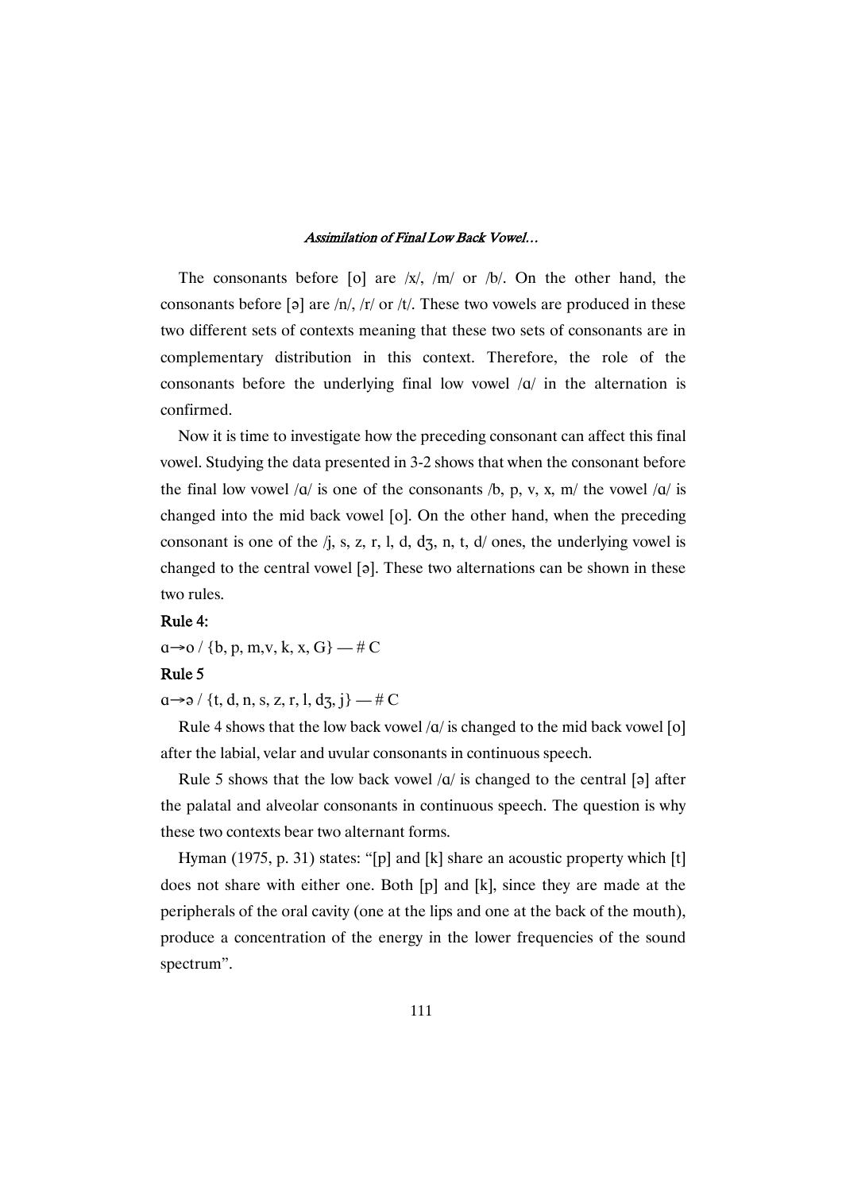The consonants before [o] are /x/, /m/ or /b/. On the other hand, the consonants before [ə] are /n/, /r/ or /t/. These two vowels are produced in these two different sets of contexts meaning that these two sets of consonants are in complementary distribution in this context. Therefore, the role of the consonants before the underlying final low vowel /ɑ/ in the alternation is confirmed.

Now it is time to investigate how the preceding consonant can affect this final vowel. Studying the data presented in 3-2 shows that when the consonant before the final low vowel /ɑ/ is one of the consonants /b, p, v, x, m/ the vowel /ɑ/ is changed into the mid back vowel [o]. On the other hand, when the preceding consonant is one of the /j, s, z, r, l, d, dʒ, n, t, d/ ones, the underlying vowel is changed to the central vowel [ə]. These two alternations can be shown in these two rules.

**Rule 4:**

ɑ→o / {b, p, m,v, k, x, G} — # C

**Rule 5**

ɑ→ə / {t, d, n, s, z, r, l, dʒ, j} — # C

Rule 4 shows that the low back vowel /ɑ/ is changed to the mid back vowel [o] after the labial, velar and uvular consonants in continuous speech.

Rule 5 shows that the low back vowel /ɑ/ is changed to the central [ə] after the palatal and alveolar consonants in continuous speech. The question is why these two contexts bear two alternant forms.

Hyman (1975, p. 31) states: "[p] and [k] share an acoustic property which [t] does not share with either one. Both [p] and [k], since they are made at the peripherals of the oral cavity (one at the lips and one at the back of the mouth), produce a concentration of the energy in the lower frequencies of the sound spectrum".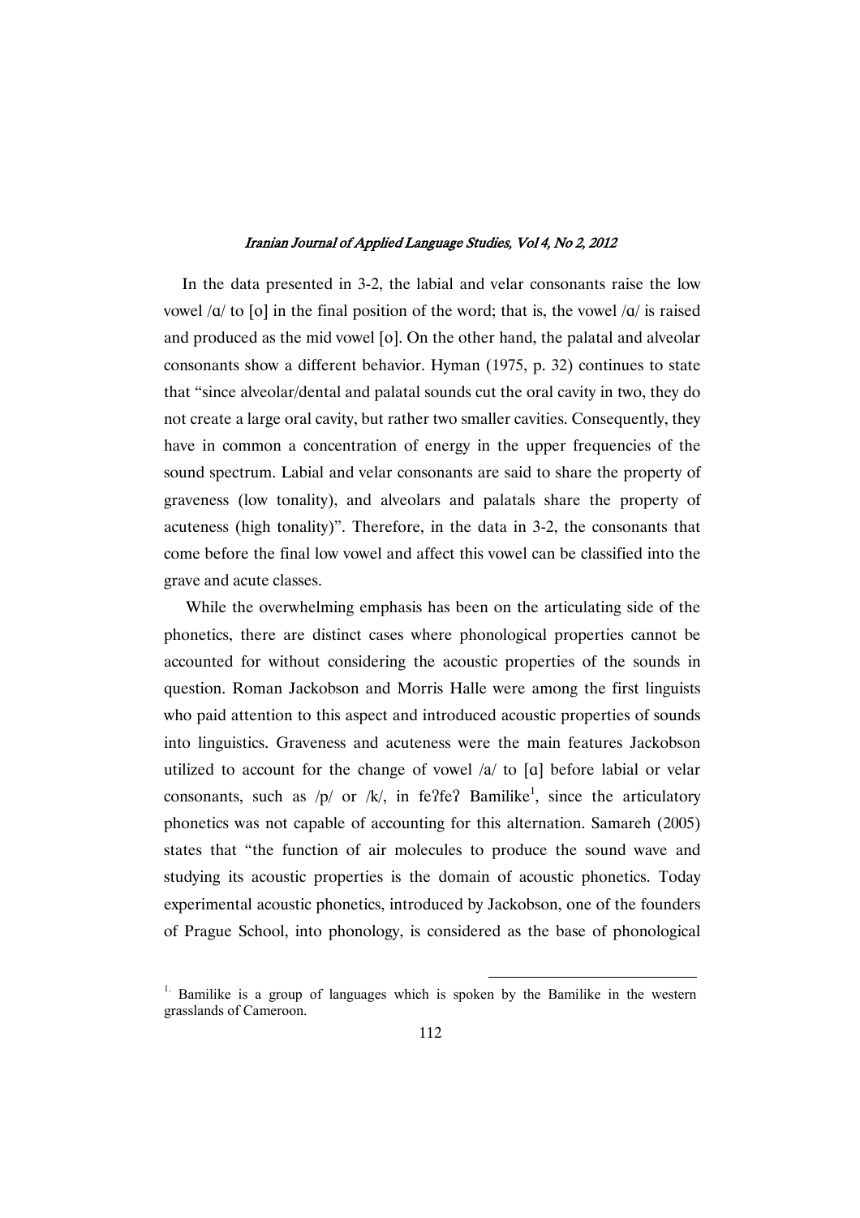In the data presented in 3-2, the labial and velar consonants raise the low vowel /ɑ/ to [o] in the final position of the word; that is, the vowel /ɑ/ is raised and produced as the mid vowel [o]. On the other hand, the palatal and alveolar consonants show a different behavior. Hyman (1975, p. 32) continues to state that "since alveolar/dental and palatal sounds cut the oral cavity in two, they do not create a large oral cavity, but rather two smaller cavities. Consequently, they have in common a concentration of energy in the upper frequencies of the sound spectrum. Labial and velar consonants are said to share the property of graveness (low tonality), and alveolars and palatals share the property of acuteness (high tonality)". Therefore, in the data in 3-2, the consonants that come before the final low vowel and affect this vowel can be classified into the grave and acute classes.

While the overwhelming emphasis has been on the articulating side of the phonetics, there are distinct cases where phonological properties cannot be accounted for without considering the acoustic properties of the sounds in question. Roman Jackobson and Morris Halle were among the first linguists who paid attention to this aspect and introduced acoustic properties of sounds into linguistics. Graveness and acuteness were the main features Jackobson utilized to account for the change of vowel /a/ to [ɑ] before labial or velar consonants, such as /p/ or /k/, in feʔfeʔ Bamilike[1], since the articulatory phonetics was not capable of accounting for this alternation. Samareh (2005) states that "the function of air molecules to produce the sound wave and studying its acoustic properties is the domain of acoustic phonetics. Today experimental acoustic phonetics, introduced by Jackobson, one of the founders of Prague School, into phonology, is considered as the base of phonological

[1] Bamilike is a group of languages which is spoken by the Bamilike in the western grasslands of Cameroon.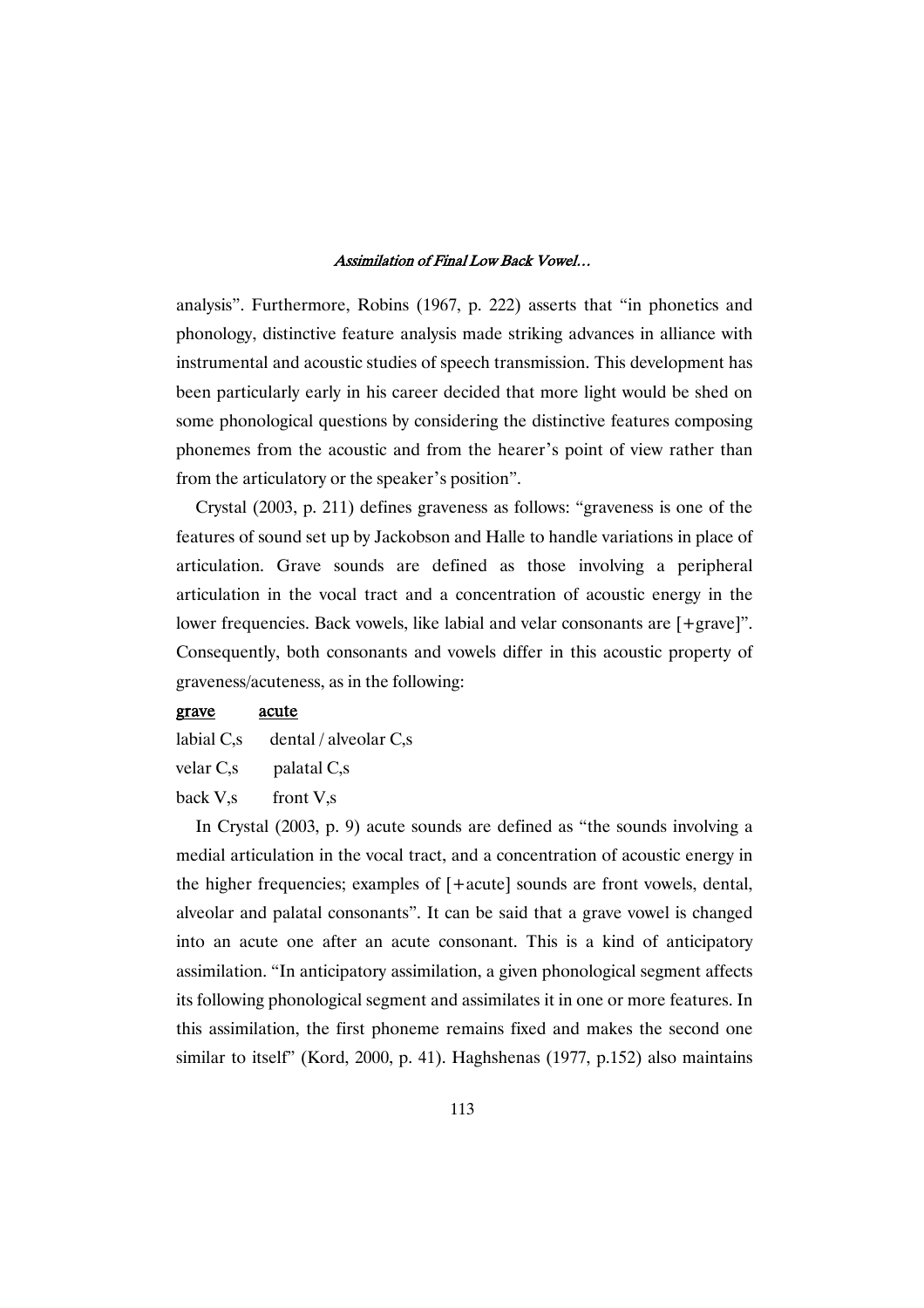analysis". Furthermore, Robins (1967, p. 222) asserts that "in phonetics and phonology, distinctive feature analysis made striking advances in alliance with instrumental and acoustic studies of speech transmission. This development has been particularly early in his career decided that more light would be shed on some phonological questions by considering the distinctive features composing phonemes from the acoustic and from the hearer's point of view rather than from the articulatory or the speaker's position".

Crystal (2003, p. 211) defines graveness as follows: "graveness is one of the features of sound set up by Jackobson and Halle to handle variations in place of articulation. Grave sounds are defined as those involving a peripheral articulation in the vocal tract and a concentration of acoustic energy in the lower frequencies. Back vowels, like labial and velar consonants are [+grave]". Consequently, both consonants and vowels differ in this acoustic property of graveness/acuteness, as in the following:

| grave | acute |
|---|---|
| labial C,s | dental / alveolar C,s |
| velar C,s | palatal C,s |
| back V,s | front V,s |

In Crystal (2003, p. 9) acute sounds are defined as "the sounds involving a medial articulation in the vocal tract, and a concentration of acoustic energy in the higher frequencies; examples of [+acute] sounds are front vowels, dental, alveolar and palatal consonants". It can be said that a grave vowel is changed into an acute one after an acute consonant. This is a kind of anticipatory assimilation. "In anticipatory assimilation, a given phonological segment affects its following phonological segment and assimilates it in one or more features. In this assimilation, the first phoneme remains fixed and makes the second one similar to itself" (Kord, 2000, p. 41). Haghshenas (1977, p.152) also maintains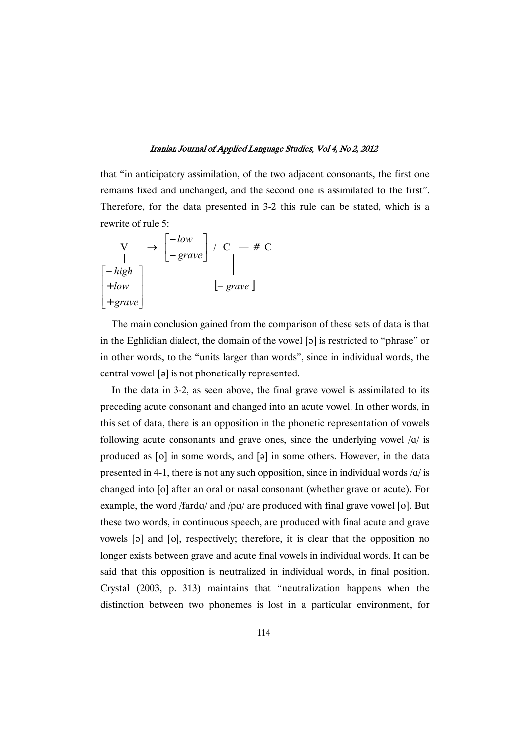that "in anticipatory assimilation, of the two adjacent consonants, the first one remains fixed and unchanged, and the second one is assimilated to the first". Therefore, for the data presented in 3-2 this rule can be stated, which is a rewrite of rule 5:

$$\underset{\begin{bmatrix} -high \\ +low \\ +grave \end{bmatrix}}{\overset{}{V}} \rightarrow \begin{bmatrix} -low \\ -grave \end{bmatrix} \; / \; \underset{[-\,grave]}{C} \; \text{—} \; \# \; C$$

The main conclusion gained from the comparison of these sets of data is that in the Eghlidian dialect, the domain of the vowel [ə] is restricted to "phrase" or in other words, to the "units larger than words", since in individual words, the central vowel [ə] is not phonetically represented.

In the data in 3-2, as seen above, the final grave vowel is assimilated to its preceding acute consonant and changed into an acute vowel. In other words, in this set of data, there is an opposition in the phonetic representation of vowels following acute consonants and grave ones, since the underlying vowel /ɑ/ is produced as [o] in some words, and [ə] in some others. However, in the data presented in 4-1, there is not any such opposition, since in individual words /ɑ/ is changed into [o] after an oral or nasal consonant (whether grave or acute). For example, the word /fardɑ/ and /pɑ/ are produced with final grave vowel [o]. But these two words, in continuous speech, are produced with final acute and grave vowels [ə] and [o], respectively; therefore, it is clear that the opposition no longer exists between grave and acute final vowels in individual words. It can be said that this opposition is neutralized in individual words, in final position. Crystal (2003, p. 313) maintains that "neutralization happens when the distinction between two phonemes is lost in a particular environment, for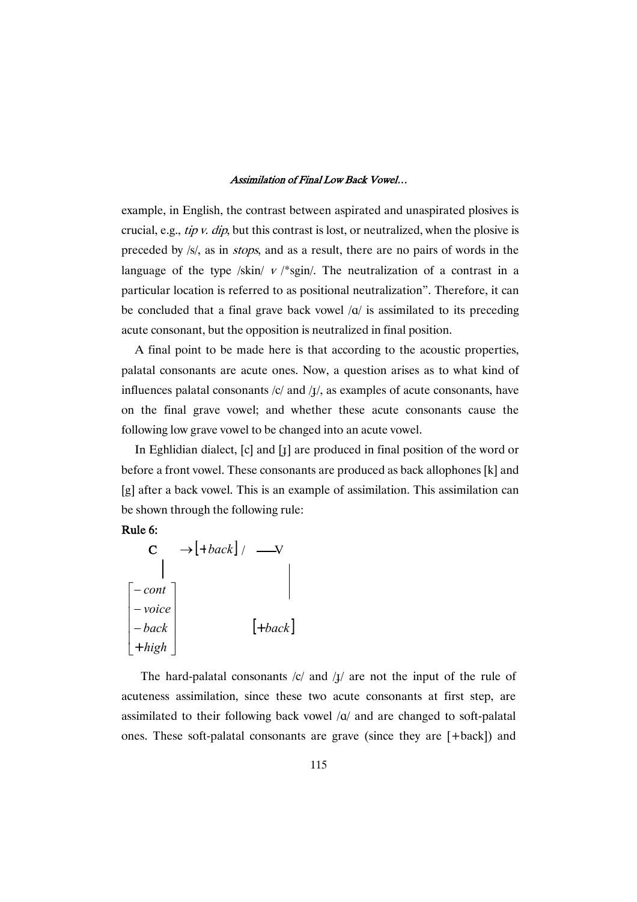example, in English, the contrast between aspirated and unaspirated plosives is crucial, e.g., *tip v. dip*, but this contrast is lost, or neutralized, when the plosive is preceded by /s/, as in *stops*, and as a result, there are no pairs of words in the language of the type /skin/ *v* /*sgin/. The neutralization of a contrast in a particular location is referred to as positional neutralization". Therefore, it can be concluded that a final grave back vowel /ɑ/ is assimilated to its preceding acute consonant, but the opposition is neutralized in final position.

A final point to be made here is that according to the acoustic properties, palatal consonants are acute ones. Now, a question arises as to what kind of influences palatal consonants /c/ and /ɟ/, as examples of acute consonants, have on the final grave vowel; and whether these acute consonants cause the following low grave vowel to be changed into an acute vowel.

In Eghlidian dialect, [c] and [ɟ] are produced in final position of the word or before a front vowel. These consonants are produced as back allophones [k] and [g] after a back vowel. This is an example of assimilation. This assimilation can be shown through the following rule:

**Rule 6:**

$$\underset{\begin{bmatrix} -cont \\ -voice \\ -back \\ +high \end{bmatrix}}{\mathrm{C}} \rightarrow [+back] \;/\; \underline{\quad}\underset{[+back]}{\mathrm{V}}$$

The hard-palatal consonants /c/ and /ɟ/ are not the input of the rule of acuteness assimilation, since these two acute consonants at first step, are assimilated to their following back vowel /ɑ/ and are changed to soft-palatal ones. These soft-palatal consonants are grave (since they are [+back]) and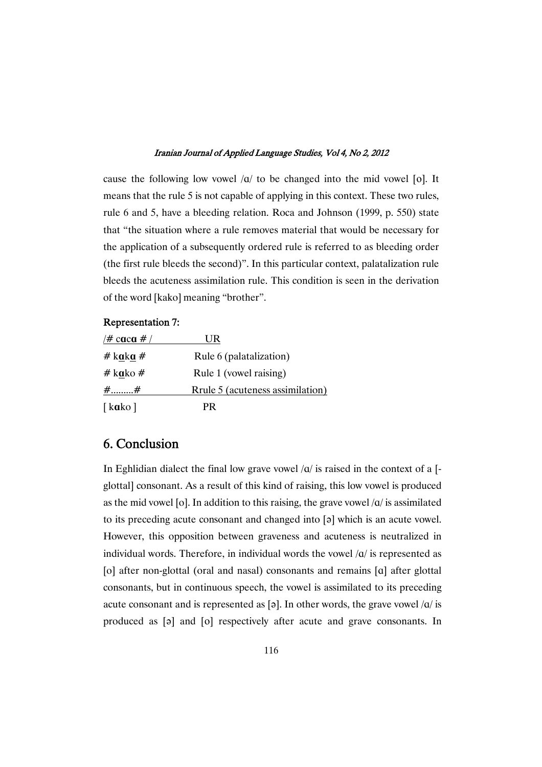cause the following low vowel /ɑ/ to be changed into the mid vowel [o]. It means that the rule 5 is not capable of applying in this context. These two rules, rule 6 and 5, have a bleeding relation. Roca and Johnson (1999, p. 550) state that "the situation where a rule removes material that would be necessary for the application of a subsequently ordered rule is referred to as bleeding order (the first rule bleeds the second)". In this particular context, palatalization rule bleeds the acuteness assimilation rule. This condition is seen in the derivation of the word [kako] meaning "brother".

**Representation 7:**

| /# c**ɑ**c**ɑ** # / | UR |
|---|---|
| # k**ɑ̲**k**ɑ̲** # | Rule 6 (palatalization) |
| # k**ɑ̲**ko # | Rule 1 (vowel raising) |
| #.........# | Rrule 5 (acuteness assimilation) |
| [ k**ɑ**ko ] | PR |

## 6. Conclusion

In Eghlidian dialect the final low grave vowel /ɑ/ is raised in the context of a [-glottal] consonant. As a result of this kind of raising, this low vowel is produced as the mid vowel [o]. In addition to this raising, the grave vowel /ɑ/ is assimilated to its preceding acute consonant and changed into [ə] which is an acute vowel. However, this opposition between graveness and acuteness is neutralized in individual words. Therefore, in individual words the vowel /ɑ/ is represented as [o] after non-glottal (oral and nasal) consonants and remains [ɑ] after glottal consonants, but in continuous speech, the vowel is assimilated to its preceding acute consonant and is represented as [ə]. In other words, the grave vowel /ɑ/ is produced as [ə] and [o] respectively after acute and grave consonants. In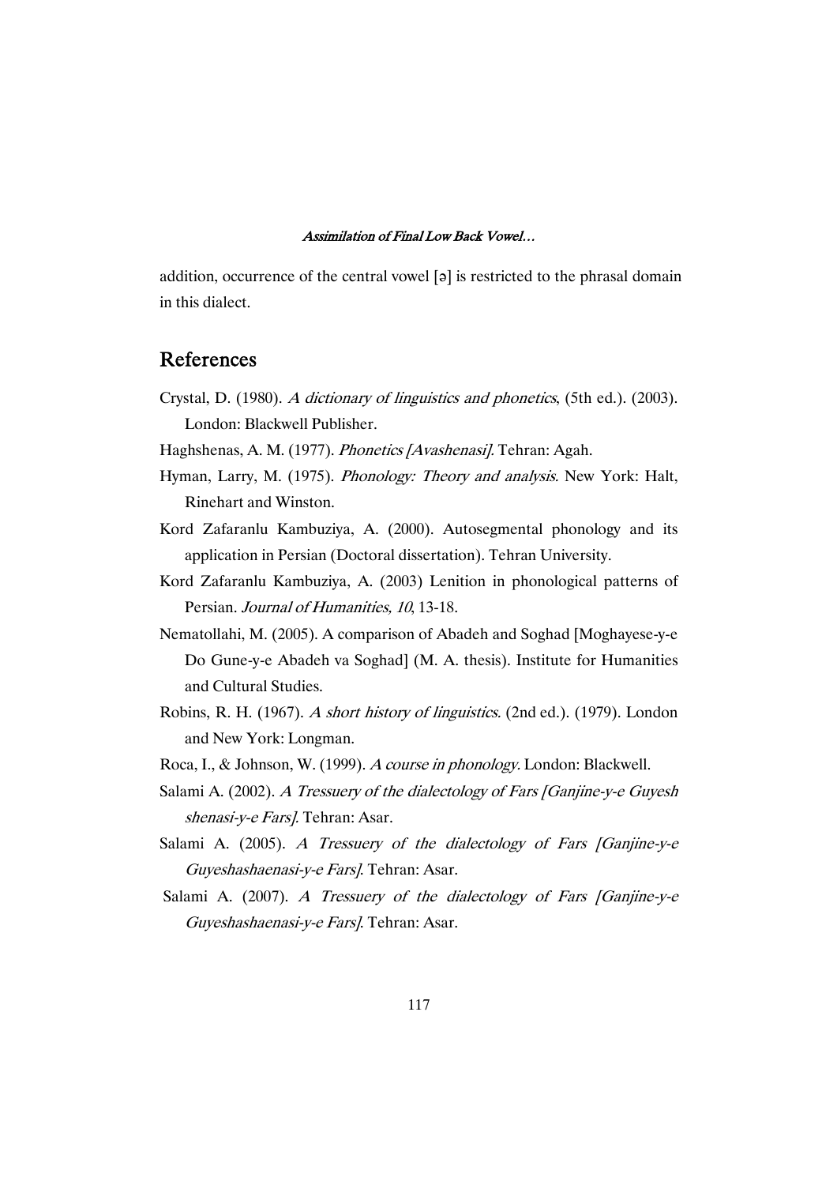addition, occurrence of the central vowel [ə] is restricted to the phrasal domain in this dialect.

## References

Crystal, D. (1980). *A dictionary of linguistics and phonetics*, (5th ed.). (2003). London: Blackwell Publisher.

Haghshenas, A. M. (1977). *Phonetics [Avashenasi].* Tehran: Agah.

Hyman, Larry, M. (1975). *Phonology: Theory and analysis.* New York: Halt, Rinehart and Winston.

Kord Zafaranlu Kambuziya, A. (2000). Autosegmental phonology and its application in Persian (Doctoral dissertation). Tehran University.

Kord Zafaranlu Kambuziya, A. (2003) Lenition in phonological patterns of Persian. *Journal of Humanities, 10*, 13-18.

Nematollahi, M. (2005). A comparison of Abadeh and Soghad [Moghayese-y-e Do Gune-y-e Abadeh va Soghad] (M. A. thesis). Institute for Humanities and Cultural Studies.

Robins, R. H. (1967). *A short history of linguistics.* (2nd ed.). (1979). London and New York: Longman.

Roca, I., & Johnson, W. (1999). *A course in phonology.* London: Blackwell.

Salami A. (2002). *A Tressuery of the dialectology of Fars [Ganjine-y-e Guyesh shenasi-y-e Fars].* Tehran: Asar.

Salami A. (2005). *A Tressuery of the dialectology of Fars [Ganjine-y-e Guyeshashaenasi-y-e Fars].* Tehran: Asar.

Salami A. (2007). *A Tressuery of the dialectology of Fars [Ganjine-y-e Guyeshashaenasi-y-e Fars].* Tehran: Asar.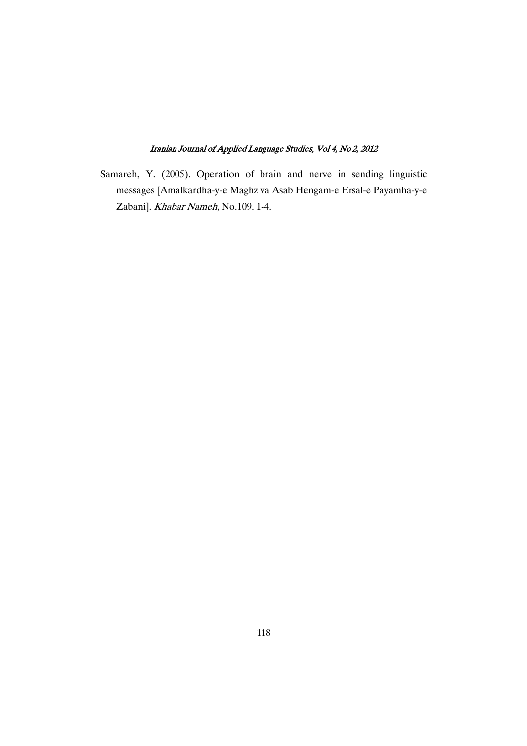Samareh, Y. (2005). Operation of brain and nerve in sending linguistic messages [Amalkardha-y-e Maghz va Asab Hengam-e Ersal-e Payamha-y-e Zabani]. *Khabar Nameh,* No.109. 1-4.